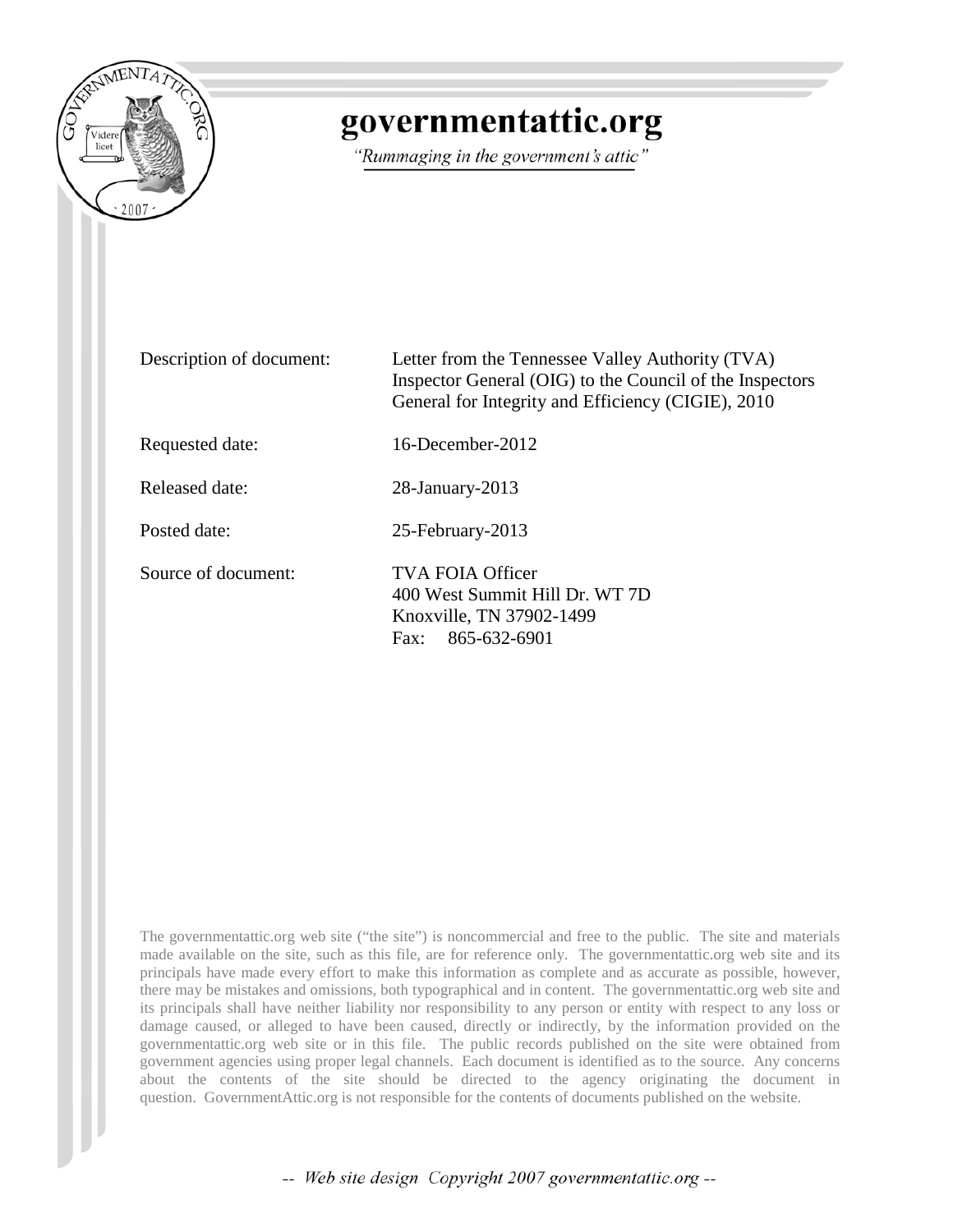# governmentattic.org

*"Rummaging in the government's attic"*

| | |
|---|---|
| Description of document: | Letter from the Tennessee Valley Authority (TVA) Inspector General (OIG) to the Council of the Inspectors General for Integrity and Efficiency (CIGIE), 2010 |
| Requested date: | 16-December-2012 |
| Released date: | 28-January-2013 |
| Posted date: | 25-February-2013 |
| Source of document: | TVA FOIA Officer<br>400 West Summit Hill Dr. WT 7D<br>Knoxville, TN 37902-1499<br>Fax: 865-632-6901 |

The governmentattic.org web site ("the site") is noncommercial and free to the public. The site and materials made available on the site, such as this file, are for reference only. The governmentattic.org web site and its principals have made every effort to make this information as complete and as accurate as possible, however, there may be mistakes and omissions, both typographical and in content. The governmentattic.org web site and its principals shall have neither liability nor responsibility to any person or entity with respect to any loss or damage caused, or alleged to have been caused, directly or indirectly, by the information provided on the governmentattic.org web site or in this file. The public records published on the site were obtained from government agencies using proper legal channels. Each document is identified as to the source. Any concerns about the contents of the site should be directed to the agency originating the document in question. GovernmentAttic.org is not responsible for the contents of documents published on the website.

-- Web site design Copyright 2007 governmentattic.org --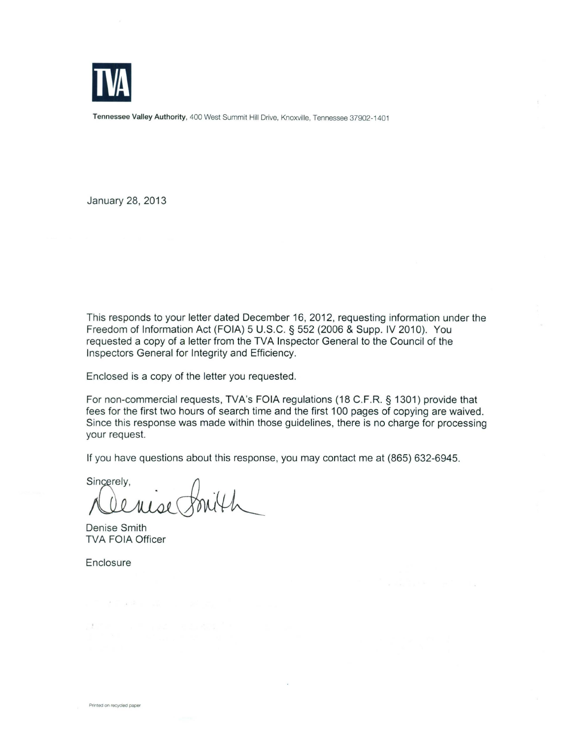**TVA**

**Tennessee Valley Authority**, 400 West Summit Hill Drive, Knoxville, Tennessee 37902-1401

January 28, 2013

This responds to your letter dated December 16, 2012, requesting information under the Freedom of Information Act (FOIA) 5 U.S.C. § 552 (2006 & Supp. IV 2010). You requested a copy of a letter from the TVA Inspector General to the Council of the Inspectors General for Integrity and Efficiency.

Enclosed is a copy of the letter you requested.

For non-commercial requests, TVA's FOIA regulations (18 C.F.R. § 1301) provide that fees for the first two hours of search time and the first 100 pages of copying are waived. Since this response was made within those guidelines, there is no charge for processing your request.

If you have questions about this response, you may contact me at (865) 632-6945.

Sincerely,

Denise Smith
TVA FOIA Officer

Enclosure

Printed on recycled paper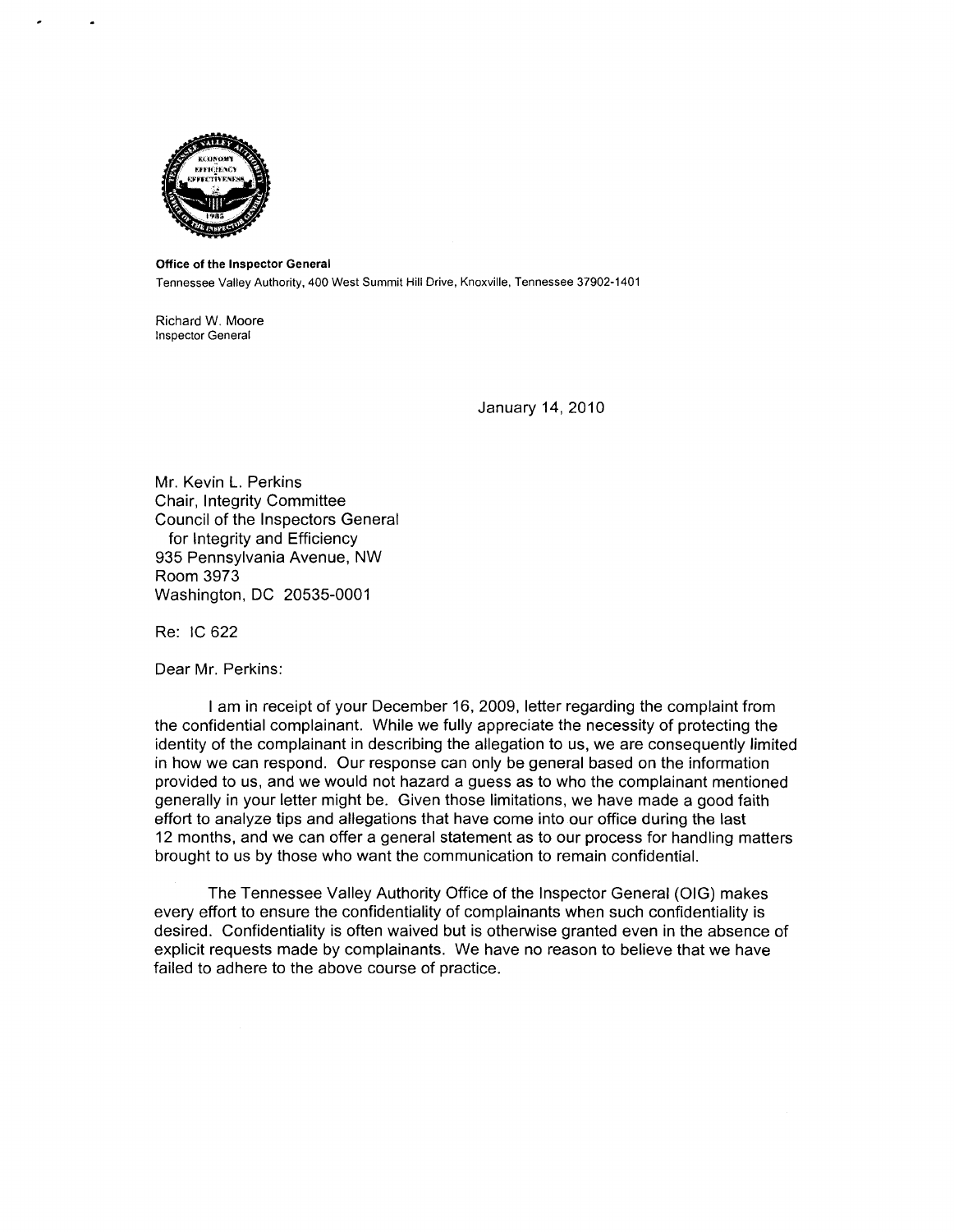**Office of the Inspector General**
Tennessee Valley Authority, 400 West Summit Hill Drive, Knoxville, Tennessee 37902-1401

Richard W. Moore
Inspector General

January 14, 2010

Mr. Kevin L. Perkins
Chair, Integrity Committee
Council of the Inspectors General
for Integrity and Efficiency
935 Pennsylvania Avenue, NW
Room 3973
Washington, DC 20535-0001

Re: IC 622

Dear Mr. Perkins:

I am in receipt of your December 16, 2009, letter regarding the complaint from the confidential complainant. While we fully appreciate the necessity of protecting the identity of the complainant in describing the allegation to us, we are consequently limited in how we can respond. Our response can only be general based on the information provided to us, and we would not hazard a guess as to who the complainant mentioned generally in your letter might be. Given those limitations, we have made a good faith effort to analyze tips and allegations that have come into our office during the last 12 months, and we can offer a general statement as to our process for handling matters brought to us by those who want the communication to remain confidential.

The Tennessee Valley Authority Office of the Inspector General (OIG) makes every effort to ensure the confidentiality of complainants when such confidentiality is desired. Confidentiality is often waived but is otherwise granted even in the absence of explicit requests made by complainants. We have no reason to believe that we have failed to adhere to the above course of practice.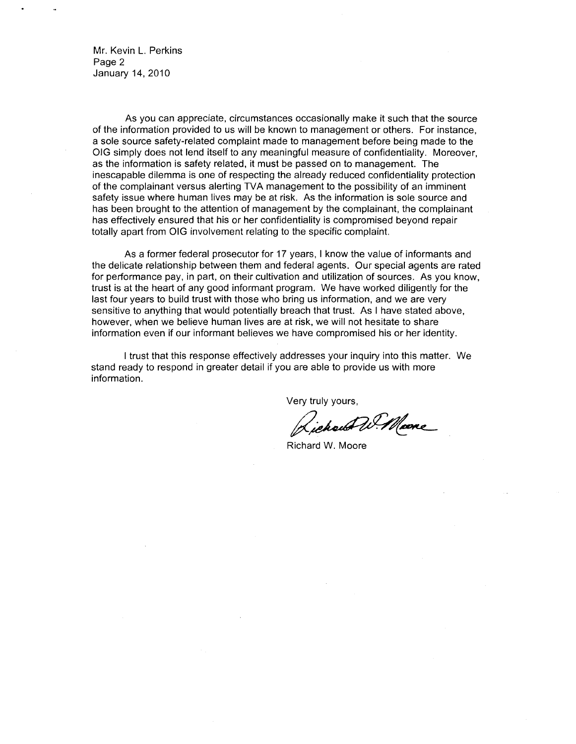Mr. Kevin L. Perkins
Page 2
January 14, 2010

As you can appreciate, circumstances occasionally make it such that the source of the information provided to us will be known to management or others. For instance, a sole source safety-related complaint made to management before being made to the OIG simply does not lend itself to any meaningful measure of confidentiality. Moreover, as the information is safety related, it must be passed on to management. The inescapable dilemma is one of respecting the already reduced confidentiality protection of the complainant versus alerting TVA management to the possibility of an imminent safety issue where human lives may be at risk. As the information is sole source and has been brought to the attention of management by the complainant, the complainant has effectively ensured that his or her confidentiality is compromised beyond repair totally apart from OIG involvement relating to the specific complaint.

As a former federal prosecutor for 17 years, I know the value of informants and the delicate relationship between them and federal agents. Our special agents are rated for performance pay, in part, on their cultivation and utilization of sources. As you know, trust is at the heart of any good informant program. We have worked diligently for the last four years to build trust with those who bring us information, and we are very sensitive to anything that would potentially breach that trust. As I have stated above, however, when we believe human lives are at risk, we will not hesitate to share information even if our informant believes we have compromised his or her identity.

I trust that this response effectively addresses your inquiry into this matter. We stand ready to respond in greater detail if you are able to provide us with more information.

Very truly yours,

Richard W. Moore